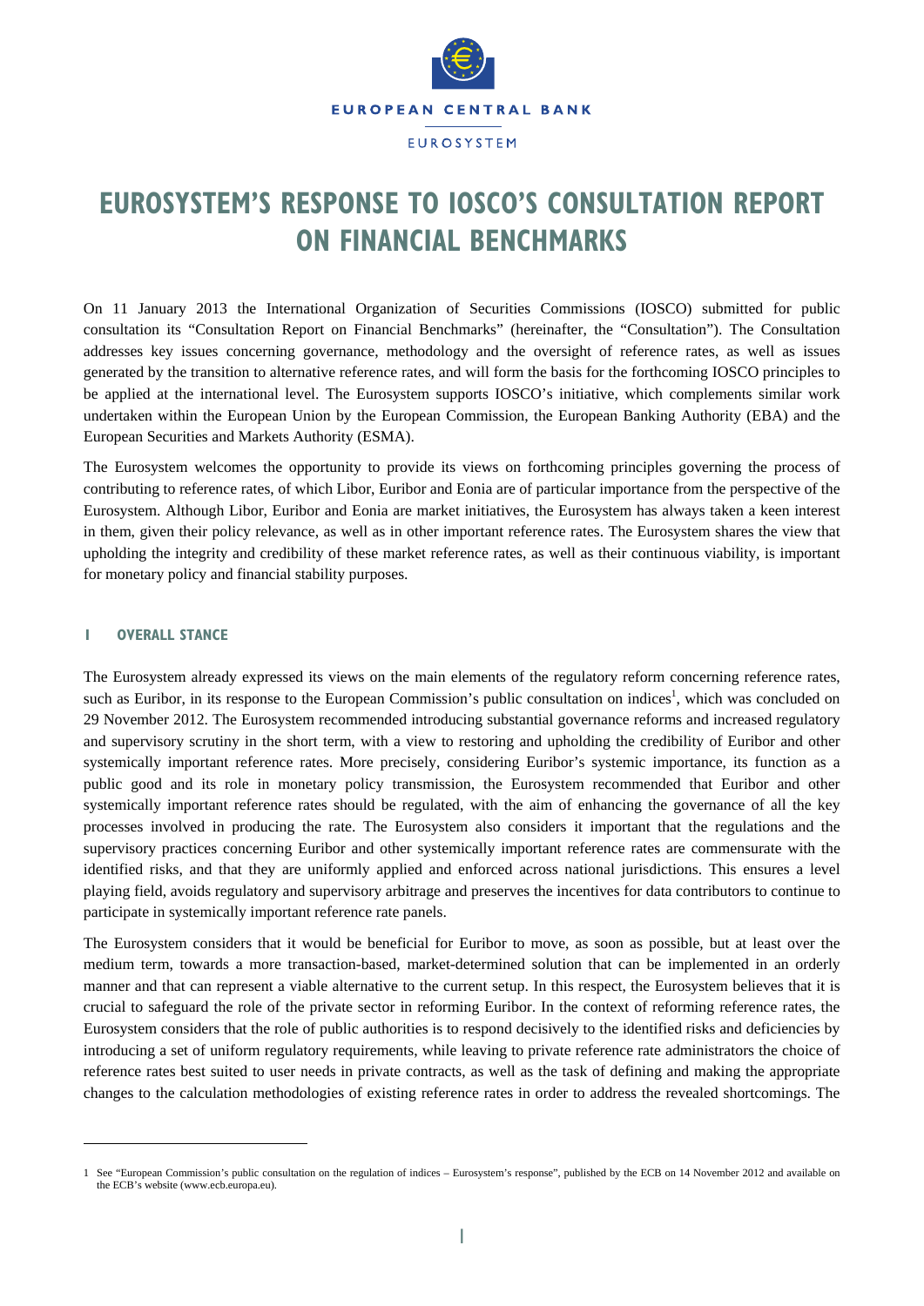EUROPEAN CENTRAL BANK

EUROSYSTEM

# EUROSYSTEM'S RESPONSE TO IOSCO'S CONSULTATION REPORT ON FINANCIAL BENCHMARKS

On 11 January 2013 the International Organization of Securities Commissions (IOSCO) submitted for public consultation its "Consultation Report on Financial Benchmarks" (hereinafter, the "Consultation"). The Consultation addresses key issues concerning governance, methodology and the oversight of reference rates, as well as issues generated by the transition to alternative reference rates, and will form the basis for the forthcoming IOSCO principles to be applied at the international level. The Eurosystem supports IOSCO's initiative, which complements similar work undertaken within the European Union by the European Commission, the European Banking Authority (EBA) and the European Securities and Markets Authority (ESMA).

The Eurosystem welcomes the opportunity to provide its views on forthcoming principles governing the process of contributing to reference rates, of which Libor, Euribor and Eonia are of particular importance from the perspective of the Eurosystem. Although Libor, Euribor and Eonia are market initiatives, the Eurosystem has always taken a keen interest in them, given their policy relevance, as well as in other important reference rates. The Eurosystem shares the view that upholding the integrity and credibility of these market reference rates, as well as their continuous viability, is important for monetary policy and financial stability purposes.

## 1 OVERALL STANCE

The Eurosystem already expressed its views on the main elements of the regulatory reform concerning reference rates, such as Euribor, in its response to the European Commission's public consultation on indices[1], which was concluded on 29 November 2012. The Eurosystem recommended introducing substantial governance reforms and increased regulatory and supervisory scrutiny in the short term, with a view to restoring and upholding the credibility of Euribor and other systemically important reference rates. More precisely, considering Euribor's systemic importance, its function as a public good and its role in monetary policy transmission, the Eurosystem recommended that Euribor and other systemically important reference rates should be regulated, with the aim of enhancing the governance of all the key processes involved in producing the rate. The Eurosystem also considers it important that the regulations and the supervisory practices concerning Euribor and other systemically important reference rates are commensurate with the identified risks, and that they are uniformly applied and enforced across national jurisdictions. This ensures a level playing field, avoids regulatory and supervisory arbitrage and preserves the incentives for data contributors to continue to participate in systemically important reference rate panels.

The Eurosystem considers that it would be beneficial for Euribor to move, as soon as possible, but at least over the medium term, towards a more transaction-based, market-determined solution that can be implemented in an orderly manner and that can represent a viable alternative to the current setup. In this respect, the Eurosystem believes that it is crucial to safeguard the role of the private sector in reforming Euribor. In the context of reforming reference rates, the Eurosystem considers that the role of public authorities is to respond decisively to the identified risks and deficiencies by introducing a set of uniform regulatory requirements, while leaving to private reference rate administrators the choice of reference rates best suited to user needs in private contracts, as well as the task of defining and making the appropriate changes to the calculation methodologies of existing reference rates in order to address the revealed shortcomings. The

1 See "European Commission's public consultation on the regulation of indices – Eurosystem's response", published by the ECB on 14 November 2012 and available on the ECB's website (www.ecb.europa.eu).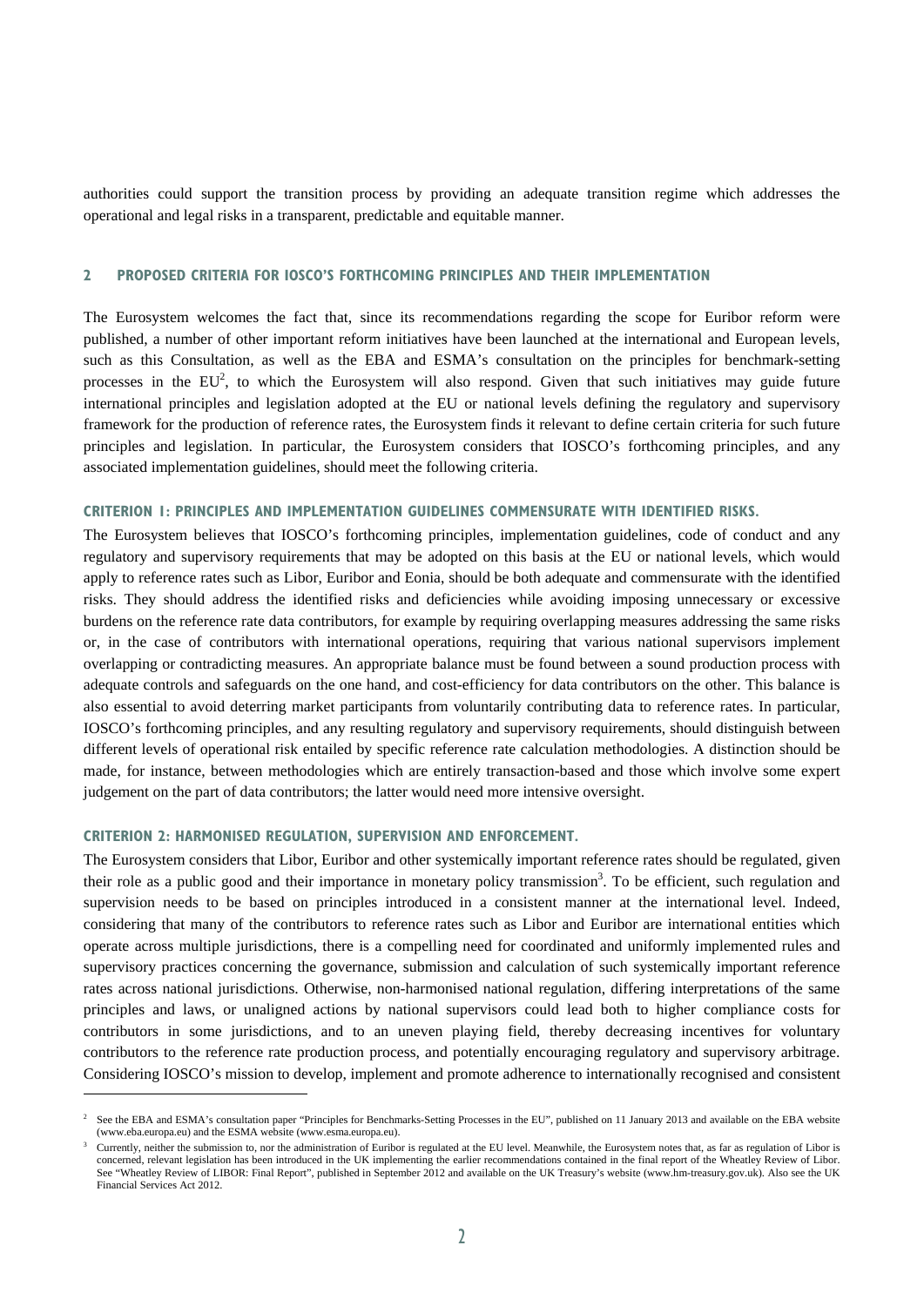authorities could support the transition process by providing an adequate transition regime which addresses the operational and legal risks in a transparent, predictable and equitable manner.

## 2 PROPOSED CRITERIA FOR IOSCO'S FORTHCOMING PRINCIPLES AND THEIR IMPLEMENTATION

The Eurosystem welcomes the fact that, since its recommendations regarding the scope for Euribor reform were published, a number of other important reform initiatives have been launched at the international and European levels, such as this Consultation, as well as the EBA and ESMA's consultation on the principles for benchmark-setting processes in the EU[2], to which the Eurosystem will also respond. Given that such initiatives may guide future international principles and legislation adopted at the EU or national levels defining the regulatory and supervisory framework for the production of reference rates, the Eurosystem finds it relevant to define certain criteria for such future principles and legislation. In particular, the Eurosystem considers that IOSCO's forthcoming principles, and any associated implementation guidelines, should meet the following criteria.

### CRITERION 1: PRINCIPLES AND IMPLEMENTATION GUIDELINES COMMENSURATE WITH IDENTIFIED RISKS.

The Eurosystem believes that IOSCO's forthcoming principles, implementation guidelines, code of conduct and any regulatory and supervisory requirements that may be adopted on this basis at the EU or national levels, which would apply to reference rates such as Libor, Euribor and Eonia, should be both adequate and commensurate with the identified risks. They should address the identified risks and deficiencies while avoiding imposing unnecessary or excessive burdens on the reference rate data contributors, for example by requiring overlapping measures addressing the same risks or, in the case of contributors with international operations, requiring that various national supervisors implement overlapping or contradicting measures. An appropriate balance must be found between a sound production process with adequate controls and safeguards on the one hand, and cost-efficiency for data contributors on the other. This balance is also essential to avoid deterring market participants from voluntarily contributing data to reference rates. In particular, IOSCO's forthcoming principles, and any resulting regulatory and supervisory requirements, should distinguish between different levels of operational risk entailed by specific reference rate calculation methodologies. A distinction should be made, for instance, between methodologies which are entirely transaction-based and those which involve some expert judgement on the part of data contributors; the latter would need more intensive oversight.

### CRITERION 2: HARMONISED REGULATION, SUPERVISION AND ENFORCEMENT.

The Eurosystem considers that Libor, Euribor and other systemically important reference rates should be regulated, given their role as a public good and their importance in monetary policy transmission[3]. To be efficient, such regulation and supervision needs to be based on principles introduced in a consistent manner at the international level. Indeed, considering that many of the contributors to reference rates such as Libor and Euribor are international entities which operate across multiple jurisdictions, there is a compelling need for coordinated and uniformly implemented rules and supervisory practices concerning the governance, submission and calculation of such systemically important reference rates across national jurisdictions. Otherwise, non-harmonised national regulation, differing interpretations of the same principles and laws, or unaligned actions by national supervisors could lead both to higher compliance costs for contributors in some jurisdictions, and to an uneven playing field, thereby decreasing incentives for voluntary contributors to the reference rate production process, and potentially encouraging regulatory and supervisory arbitrage. Considering IOSCO's mission to develop, implement and promote adherence to internationally recognised and consistent

---

[2] See the EBA and ESMA's consultation paper "Principles for Benchmarks-Setting Processes in the EU", published on 11 January 2013 and available on the EBA website (www.eba.europa.eu) and the ESMA website (www.esma.europa.eu).

[3] Currently, neither the submission to, nor the administration of Euribor is regulated at the EU level. Meanwhile, the Eurosystem notes that, as far as regulation of Libor is concerned, relevant legislation has been introduced in the UK implementing the earlier recommendations contained in the final report of the Wheatley Review of Libor. See "Wheatley Review of LIBOR: Final Report", published in September 2012 and available on the UK Treasury's website (www.hm-treasury.gov.uk). Also see the UK Financial Services Act 2012.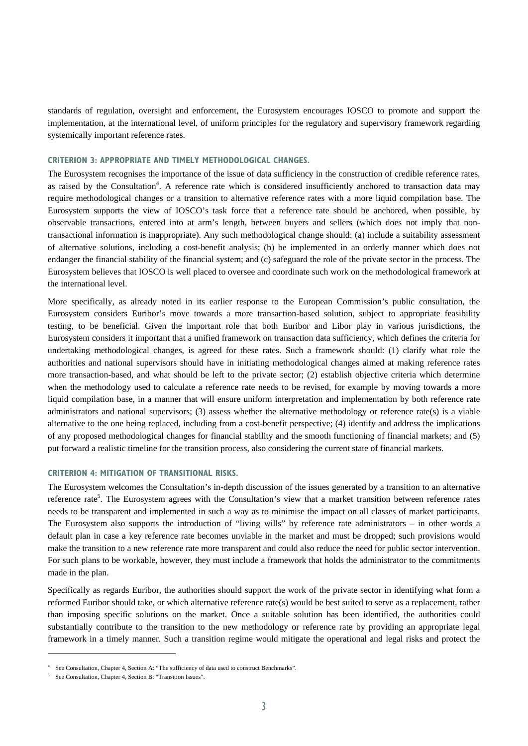standards of regulation, oversight and enforcement, the Eurosystem encourages IOSCO to promote and support the implementation, at the international level, of uniform principles for the regulatory and supervisory framework regarding systemically important reference rates.

### CRITERION 3: APPROPRIATE AND TIMELY METHODOLOGICAL CHANGES.

The Eurosystem recognises the importance of the issue of data sufficiency in the construction of credible reference rates, as raised by the Consultation[4]. A reference rate which is considered insufficiently anchored to transaction data may require methodological changes or a transition to alternative reference rates with a more liquid compilation base. The Eurosystem supports the view of IOSCO's task force that a reference rate should be anchored, when possible, by observable transactions, entered into at arm's length, between buyers and sellers (which does not imply that non-transactional information is inappropriate). Any such methodological change should: (a) include a suitability assessment of alternative solutions, including a cost-benefit analysis; (b) be implemented in an orderly manner which does not endanger the financial stability of the financial system; and (c) safeguard the role of the private sector in the process. The Eurosystem believes that IOSCO is well placed to oversee and coordinate such work on the methodological framework at the international level.

More specifically, as already noted in its earlier response to the European Commission's public consultation, the Eurosystem considers Euribor's move towards a more transaction-based solution, subject to appropriate feasibility testing, to be beneficial. Given the important role that both Euribor and Libor play in various jurisdictions, the Eurosystem considers it important that a unified framework on transaction data sufficiency, which defines the criteria for undertaking methodological changes, is agreed for these rates. Such a framework should: (1) clarify what role the authorities and national supervisors should have in initiating methodological changes aimed at making reference rates more transaction-based, and what should be left to the private sector; (2) establish objective criteria which determine when the methodology used to calculate a reference rate needs to be revised, for example by moving towards a more liquid compilation base, in a manner that will ensure uniform interpretation and implementation by both reference rate administrators and national supervisors; (3) assess whether the alternative methodology or reference rate(s) is a viable alternative to the one being replaced, including from a cost-benefit perspective; (4) identify and address the implications of any proposed methodological changes for financial stability and the smooth functioning of financial markets; and (5) put forward a realistic timeline for the transition process, also considering the current state of financial markets.

### CRITERION 4: MITIGATION OF TRANSITIONAL RISKS.

The Eurosystem welcomes the Consultation's in-depth discussion of the issues generated by a transition to an alternative reference rate[5]. The Eurosystem agrees with the Consultation's view that a market transition between reference rates needs to be transparent and implemented in such a way as to minimise the impact on all classes of market participants. The Eurosystem also supports the introduction of "living wills" by reference rate administrators – in other words a default plan in case a key reference rate becomes unviable in the market and must be dropped; such provisions would make the transition to a new reference rate more transparent and could also reduce the need for public sector intervention. For such plans to be workable, however, they must include a framework that holds the administrator to the commitments made in the plan.

Specifically as regards Euribor, the authorities should support the work of the private sector in identifying what form a reformed Euribor should take, or which alternative reference rate(s) would be best suited to serve as a replacement, rather than imposing specific solutions on the market. Once a suitable solution has been identified, the authorities could substantially contribute to the transition to the new methodology or reference rate by providing an appropriate legal framework in a timely manner. Such a transition regime would mitigate the operational and legal risks and protect the

[4] See Consultation, Chapter 4, Section A: "The sufficiency of data used to construct Benchmarks".

[5] See Consultation, Chapter 4, Section B: "Transition Issues".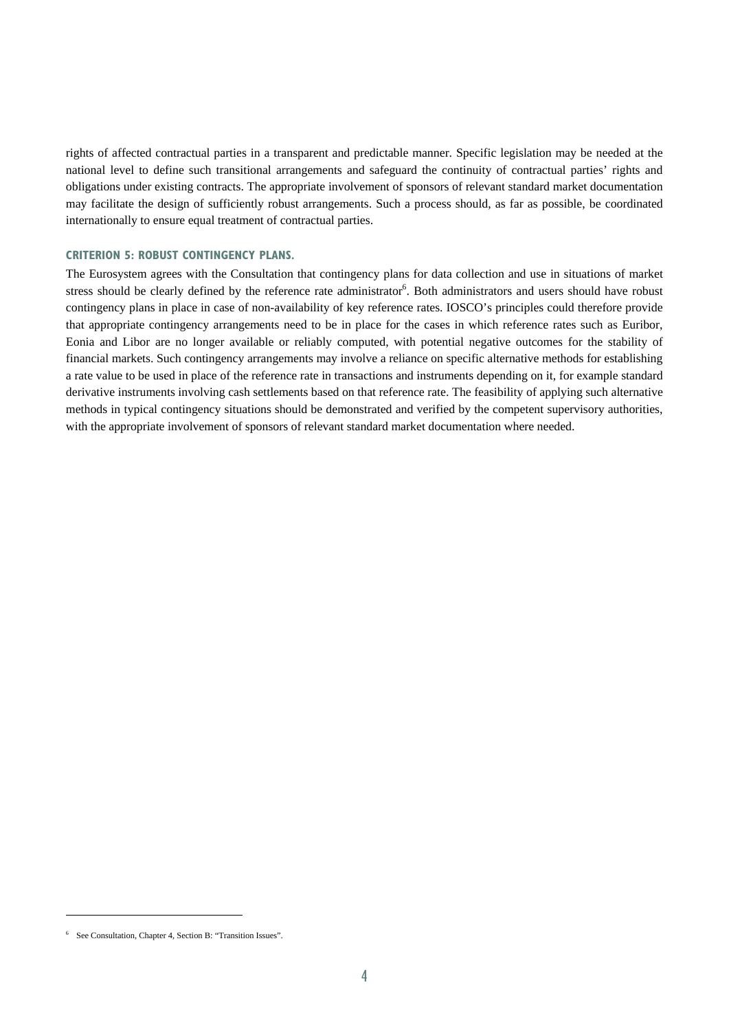rights of affected contractual parties in a transparent and predictable manner. Specific legislation may be needed at the national level to define such transitional arrangements and safeguard the continuity of contractual parties' rights and obligations under existing contracts. The appropriate involvement of sponsors of relevant standard market documentation may facilitate the design of sufficiently robust arrangements. Such a process should, as far as possible, be coordinated internationally to ensure equal treatment of contractual parties.

### CRITERION 5: ROBUST CONTINGENCY PLANS.

The Eurosystem agrees with the Consultation that contingency plans for data collection and use in situations of market stress should be clearly defined by the reference rate administrator[6]. Both administrators and users should have robust contingency plans in place in case of non-availability of key reference rates. IOSCO's principles could therefore provide that appropriate contingency arrangements need to be in place for the cases in which reference rates such as Euribor, Eonia and Libor are no longer available or reliably computed, with potential negative outcomes for the stability of financial markets. Such contingency arrangements may involve a reliance on specific alternative methods for establishing a rate value to be used in place of the reference rate in transactions and instruments depending on it, for example standard derivative instruments involving cash settlements based on that reference rate. The feasibility of applying such alternative methods in typical contingency situations should be demonstrated and verified by the competent supervisory authorities, with the appropriate involvement of sponsors of relevant standard market documentation where needed.

---

[6] See Consultation, Chapter 4, Section B: "Transition Issues".